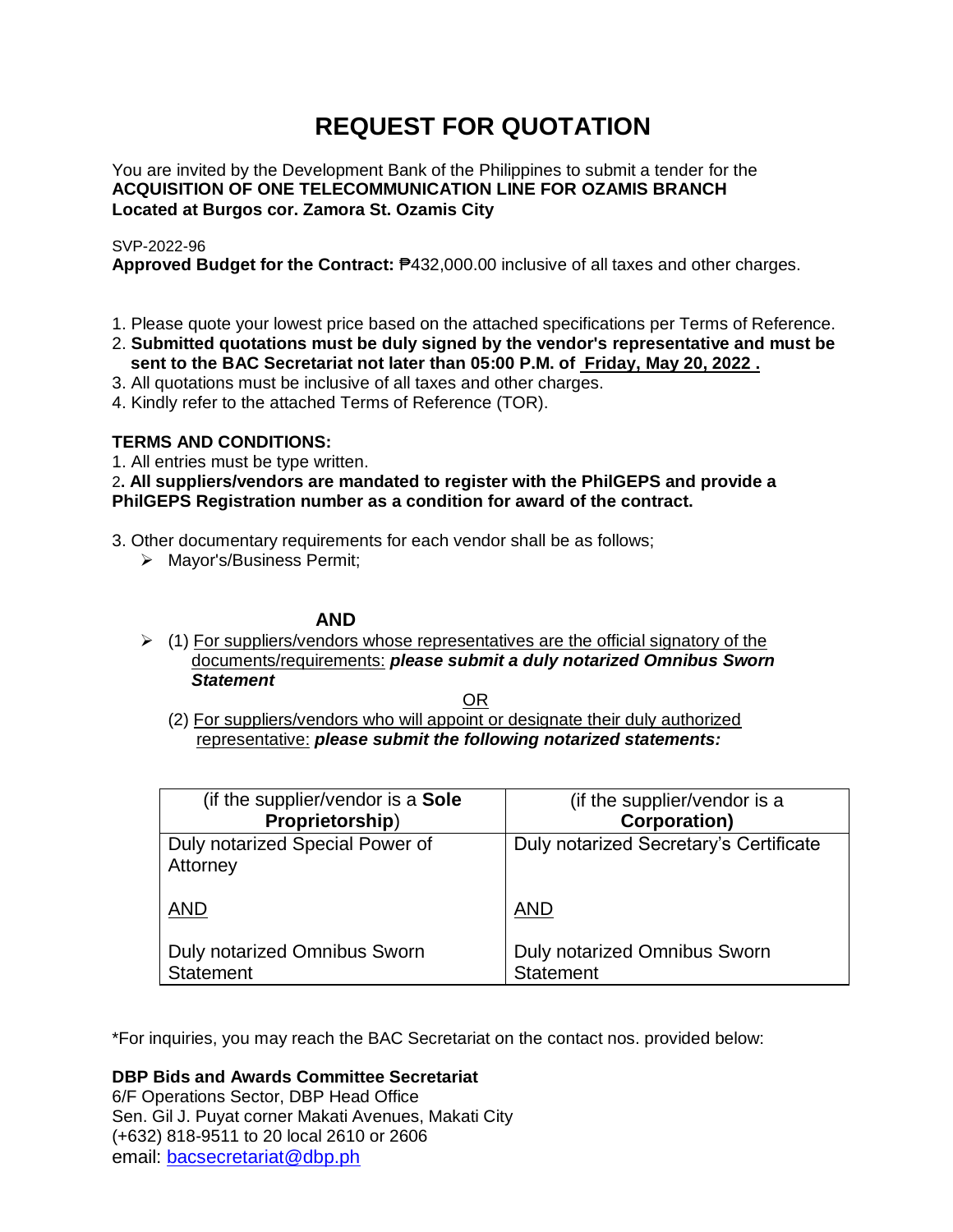# REQUEST FOR QUOTATION

You are invited by the Development Bank of the Philippines to submit a tender for the
**ACQUISITION OF ONE TELECOMMUNICATION LINE FOR OZAMIS BRANCH**
**Located at Burgos cor. Zamora St. Ozamis City**

SVP-2022-96
**Approved Budget for the Contract:** ₱432,000.00 inclusive of all taxes and other charges.

1. Please quote your lowest price based on the attached specifications per Terms of Reference.
2. **Submitted quotations must be duly signed by the vendor's representative and must be sent to the BAC Secretariat not later than 05:00 P.M. of Friday, May 20, 2022 .**
3. All quotations must be inclusive of all taxes and other charges.
4. Kindly refer to the attached Terms of Reference (TOR).

**TERMS AND CONDITIONS:**

1. All entries must be type written.
2. **All suppliers/vendors are mandated to register with the PhilGEPS and provide a PhilGEPS Registration number as a condition for award of the contract.**
3. Other documentary requirements for each vendor shall be as follows;
   - Mayor's/Business Permit;

**AND**

- (1) For suppliers/vendors whose representatives are the official signatory of the documents/requirements: ***please submit a duly notarized Omnibus Sworn Statement***

  OR

  (2) For suppliers/vendors who will appoint or designate their duly authorized representative: ***please submit the following notarized statements:***

| (if the supplier/vendor is a **Sole Proprietorship**) | (if the supplier/vendor is a **Corporation)** |
|---|---|
| Duly notarized Special Power of Attorney<br><br>AND<br><br>Duly notarized Omnibus Sworn Statement | Duly notarized Secretary's Certificate<br><br>AND<br><br>Duly notarized Omnibus Sworn Statement |

*For inquiries, you may reach the BAC Secretariat on the contact nos. provided below:

**DBP Bids and Awards Committee Secretariat**
6/F Operations Sector, DBP Head Office
Sen. Gil J. Puyat corner Makati Avenues, Makati City
(+632) 818-9511 to 20 local 2610 or 2606
email: bacsecretariat@dbp.ph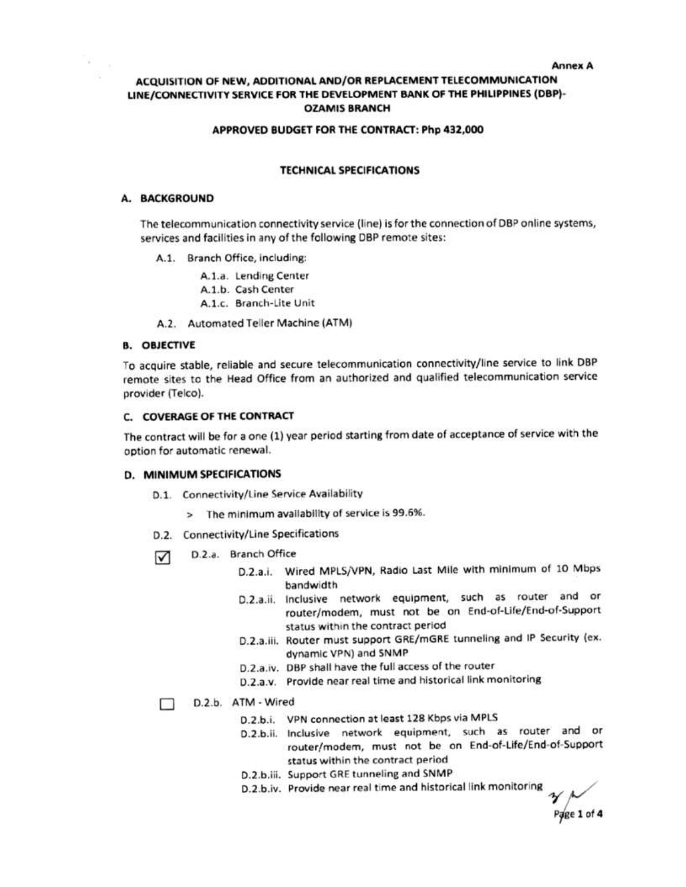Annex A

# ACQUISITION OF NEW, ADDITIONAL AND/OR REPLACEMENT TELECOMMUNICATION LINE/CONNECTIVITY SERVICE FOR THE DEVELOPMENT BANK OF THE PHILIPPINES (DBP)-OZAMIS BRANCH

**APPROVED BUDGET FOR THE CONTRACT: Php 432,000**

## TECHNICAL SPECIFICATIONS

### A. BACKGROUND

The telecommunication connectivity service (line) is for the connection of DBP online systems, services and facilities in any of the following DBP remote sites:

- A.1. Branch Office, including:
  - A.1.a. Lending Center
  - A.1.b. Cash Center
  - A.1.c. Branch-Lite Unit
- A.2. Automated Teller Machine (ATM)

### B. OBJECTIVE

To acquire stable, reliable and secure telecommunication connectivity/line service to link DBP remote sites to the Head Office from an authorized and qualified telecommunication service provider (Telco).

### C. COVERAGE OF THE CONTRACT

The contract will be for a one (1) year period starting from date of acceptance of service with the option for automatic renewal.

### D. MINIMUM SPECIFICATIONS

- D.1. Connectivity/Line Service Availability
  - > The minimum availability of service is 99.6%.
- D.2. Connectivity/Line Specifications

☑ D.2.a. Branch Office

- D.2.a.i. Wired MPLS/VPN, Radio Last Mile with minimum of 10 Mbps bandwidth
- D.2.a.ii. Inclusive network equipment, such as router and or router/modem, must not be on End-of-Life/End-of-Support status within the contract period
- D.2.a.iii. Router must support GRE/mGRE tunneling and IP Security (ex. dynamic VPN) and SNMP
- D.2.a.iv. DBP shall have the full access of the router
- D.2.a.v. Provide near real time and historical link monitoring

☐ D.2.b. ATM - Wired

- D.2.b.i. VPN connection at least 128 Kbps via MPLS
- D.2.b.ii. Inclusive network equipment, such as router and or router/modem, must not be on End-of-Life/End-of-Support status within the contract period
- D.2.b.iii. Support GRE tunneling and SNMP
- D.2.b.iv. Provide near real time and historical link monitoring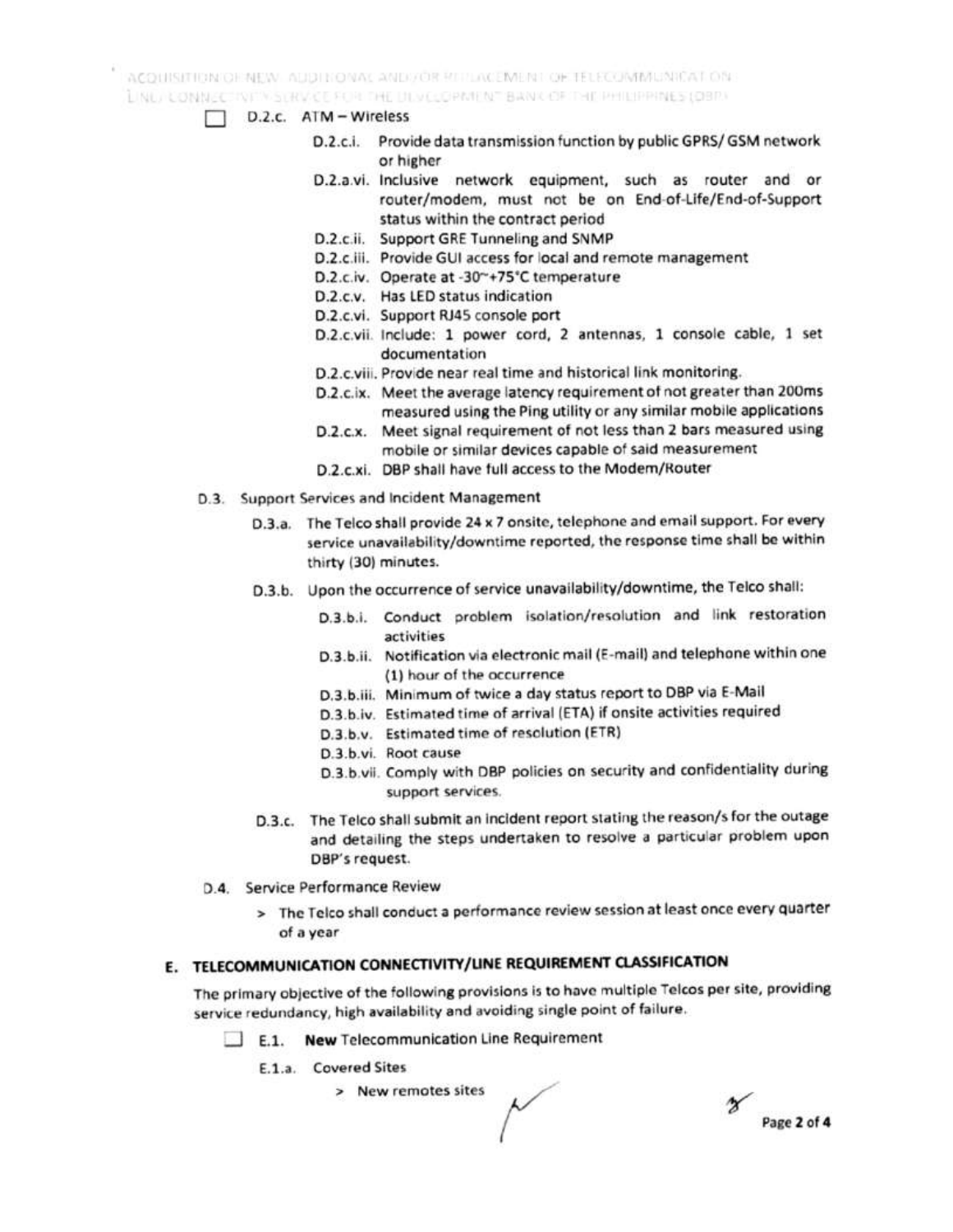☐ D.2.c. ATM – Wireless

- D.2.c.i. Provide data transmission function by public GPRS/ GSM network or higher
- D.2.a.vi. Inclusive network equipment, such as router and or router/modem, must not be on End-of-Life/End-of-Support status within the contract period
- D.2.c.ii. Support GRE Tunneling and SNMP
- D.2.c.iii. Provide GUI access for local and remote management
- D.2.c.iv. Operate at -30~+75°C temperature
- D.2.c.v. Has LED status indication
- D.2.c.vi. Support RJ45 console port
- D.2.c.vii. Include: 1 power cord, 2 antennas, 1 console cable, 1 set documentation
- D.2.c.viii. Provide near real time and historical link monitoring.
- D.2.c.ix. Meet the average latency requirement of not greater than 200ms measured using the Ping utility or any similar mobile applications
- D.2.c.x. Meet signal requirement of not less than 2 bars measured using mobile or similar devices capable of said measurement
- D.2.c.xi. DBP shall have full access to the Modem/Router

D.3. Support Services and Incident Management

- D.3.a. The Telco shall provide 24 x 7 onsite, telephone and email support. For every service unavailability/downtime reported, the response time shall be within thirty (30) minutes.
- D.3.b. Upon the occurrence of service unavailability/downtime, the Telco shall:
  - D.3.b.i. Conduct problem isolation/resolution and link restoration activities
  - D.3.b.ii. Notification via electronic mail (E-mail) and telephone within one (1) hour of the occurrence
  - D.3.b.iii. Minimum of twice a day status report to DBP via E-Mail
  - D.3.b.iv. Estimated time of arrival (ETA) if onsite activities required
  - D.3.b.v. Estimated time of resolution (ETR)
  - D.3.b.vi. Root cause
  - D.3.b.vii. Comply with DBP policies on security and confidentiality during support services.
- D.3.c. The Telco shall submit an incident report stating the reason/s for the outage and detailing the steps undertaken to resolve a particular problem upon DBP's request.

D.4. Service Performance Review

> The Telco shall conduct a performance review session at least once every quarter of a year

## E. TELECOMMUNICATION CONNECTIVITY/LINE REQUIREMENT CLASSIFICATION

The primary objective of the following provisions is to have multiple Telcos per site, providing service redundancy, high availability and avoiding single point of failure.

☐ E.1. **New** Telecommunication Line Requirement

E.1.a. Covered Sites

> New remotes sites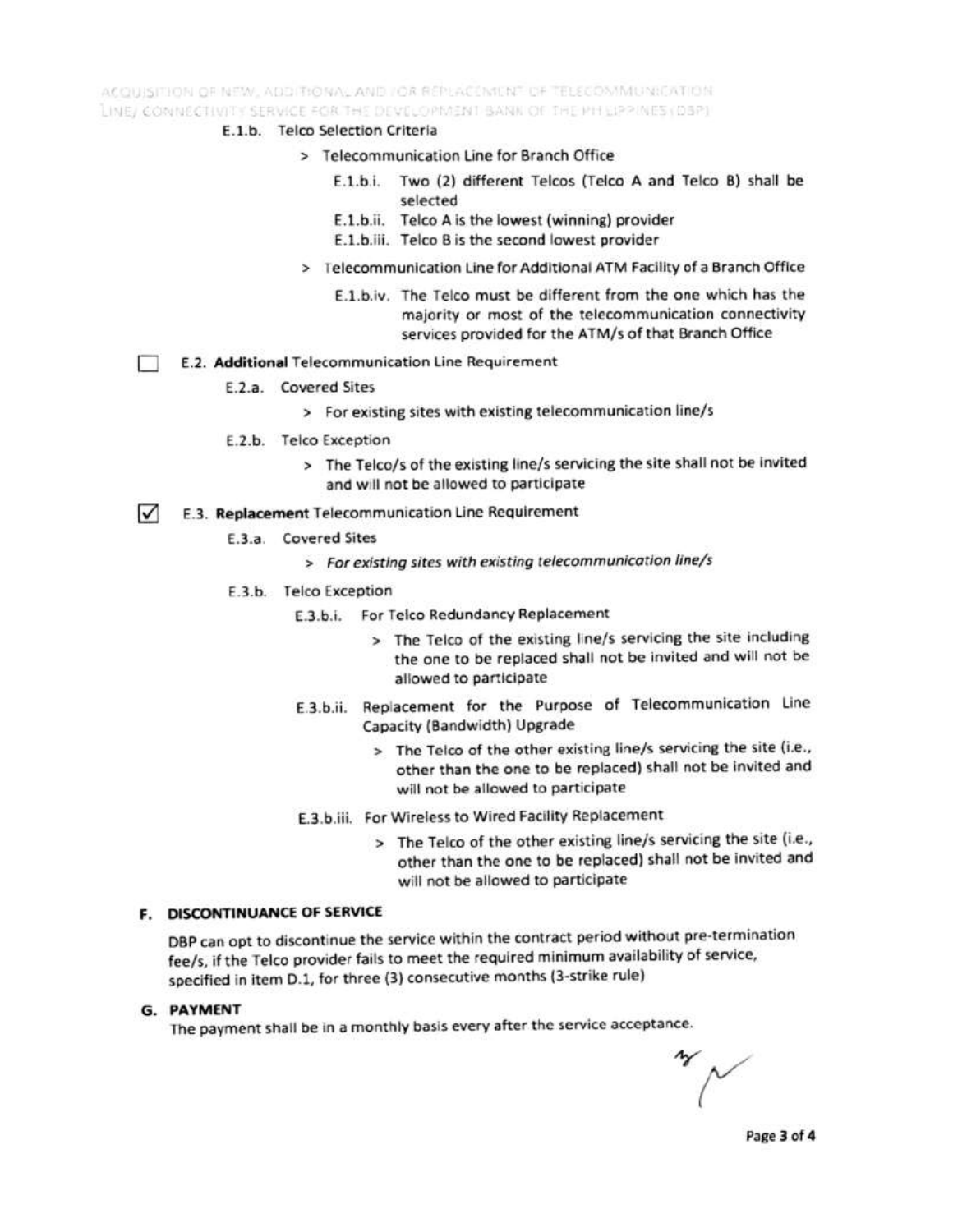E.1.b. Telco Selection Criteria

> Telecommunication Line for Branch Office

E.1.b.i. Two (2) different Telcos (Telco A and Telco B) shall be selected

E.1.b.ii. Telco A is the lowest (winning) provider

E.1.b.iii. Telco B is the second lowest provider

> Telecommunication Line for Additional ATM Facility of a Branch Office

E.1.b.iv. The Telco must be different from the one which has the majority or most of the telecommunication connectivity services provided for the ATM/s of that Branch Office

☐ E.2. **Additional** Telecommunication Line Requirement

E.2.a. Covered Sites

> For existing sites with existing telecommunication line/s

E.2.b. Telco Exception

> The Telco/s of the existing line/s servicing the site shall not be invited and will not be allowed to participate

☑ E.3. **Replacement** Telecommunication Line Requirement

E.3.a. Covered Sites

> *For existing sites with existing telecommunication line/s*

E.3.b. Telco Exception

E.3.b.i. For Telco Redundancy Replacement

> The Telco of the existing line/s servicing the site including the one to be replaced shall not be invited and will not be allowed to participate

E.3.b.ii. Replacement for the Purpose of Telecommunication Line Capacity (Bandwidth) Upgrade

> The Telco of the other existing line/s servicing the site (i.e., other than the one to be replaced) shall not be invited and will not be allowed to participate

E.3.b.iii. For Wireless to Wired Facility Replacement

> The Telco of the other existing line/s servicing the site (i.e., other than the one to be replaced) shall not be invited and will not be allowed to participate

## F. DISCONTINUANCE OF SERVICE

DBP can opt to discontinue the service within the contract period without pre-termination fee/s, if the Telco provider fails to meet the required minimum availability of service, specified in item D.1, for three (3) consecutive months (3-strike rule)

## G. PAYMENT

The payment shall be in a monthly basis every after the service acceptance.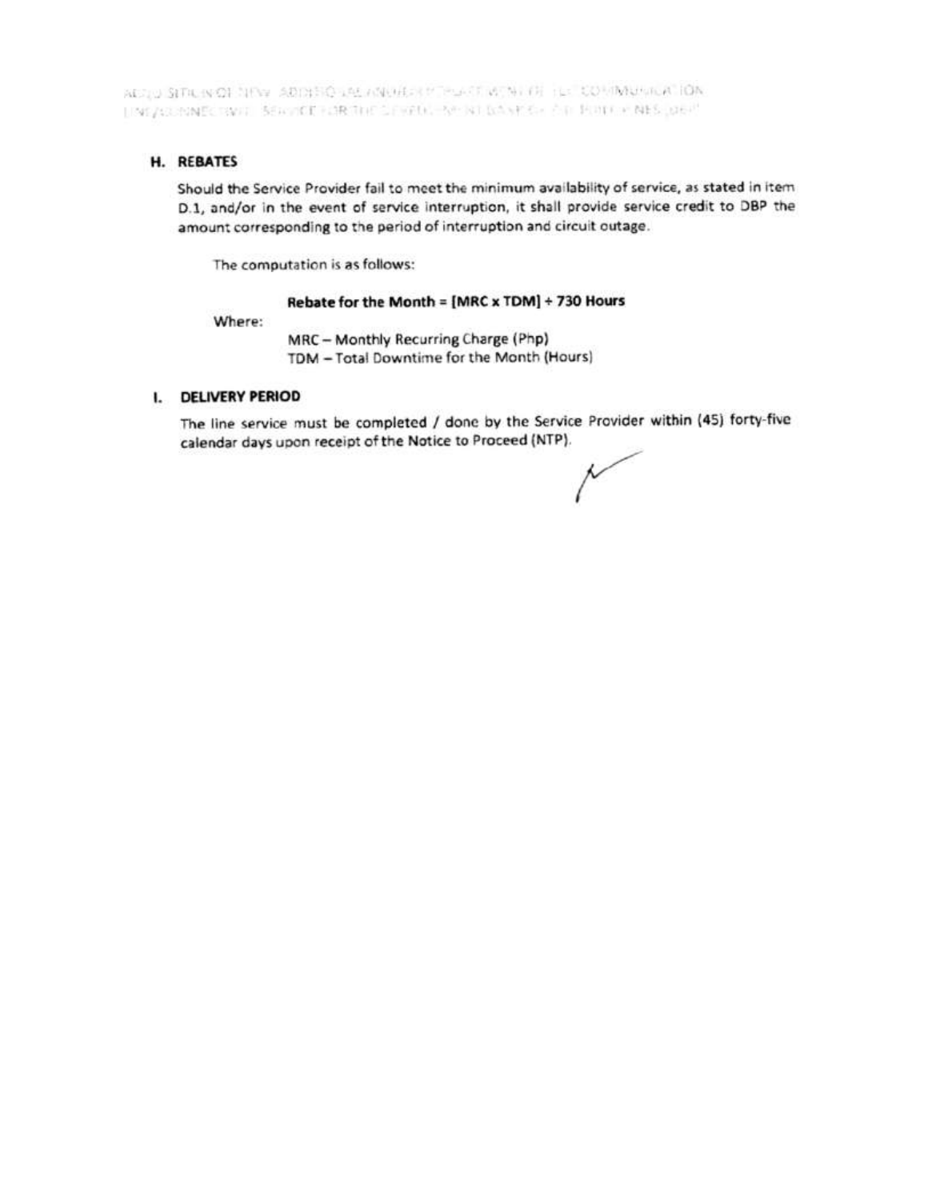## H. REBATES

Should the Service Provider fail to meet the minimum availability of service, as stated in item D.1, and/or in the event of service interruption, it shall provide service credit to DBP the amount corresponding to the period of interruption and circuit outage.

The computation is as follows:

**Rebate for the Month = [MRC x TDM] ÷ 730 Hours**

Where:

MRC – Monthly Recurring Charge (Php)
TDM – Total Downtime for the Month (Hours)

## I. DELIVERY PERIOD

The line service must be completed / done by the Service Provider within (45) forty-five calendar days upon receipt of the Notice to Proceed (NTP).